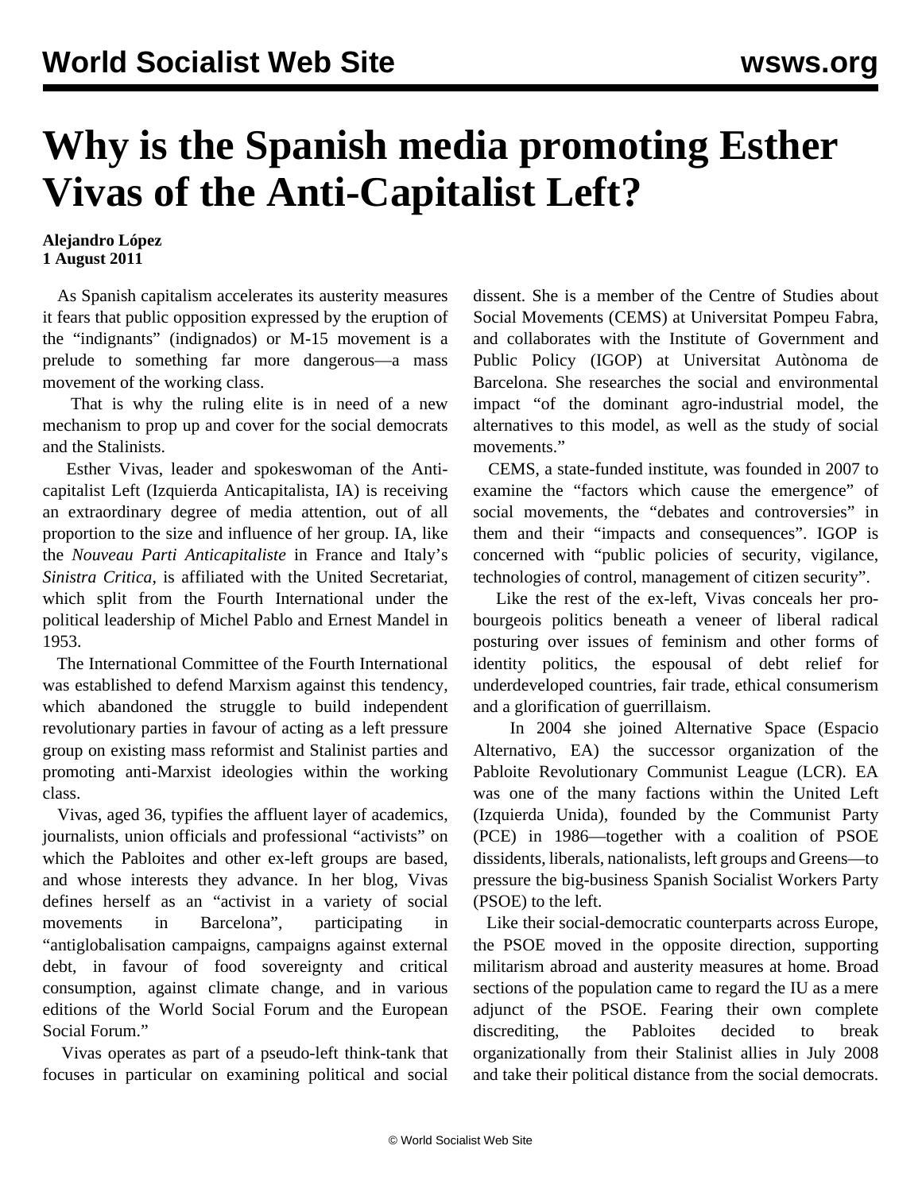# Why is the Spanish media promoting Esther Vivas of the Anti-Capitalist Left?

**Alejandro López**
**1 August 2011**

As Spanish capitalism accelerates its austerity measures it fears that public opposition expressed by the eruption of the "indignants" (indignados) or M-15 movement is a prelude to something far more dangerous—a mass movement of the working class.

That is why the ruling elite is in need of a new mechanism to prop up and cover for the social democrats and the Stalinists.

Esther Vivas, leader and spokeswoman of the Anti-capitalist Left (Izquierda Anticapitalista, IA) is receiving an extraordinary degree of media attention, out of all proportion to the size and influence of her group. IA, like the *Nouveau Parti Anticapitaliste* in France and Italy's *Sinistra Critica*, is affiliated with the United Secretariat, which split from the Fourth International under the political leadership of Michel Pablo and Ernest Mandel in 1953.

The International Committee of the Fourth International was established to defend Marxism against this tendency, which abandoned the struggle to build independent revolutionary parties in favour of acting as a left pressure group on existing mass reformist and Stalinist parties and promoting anti-Marxist ideologies within the working class.

Vivas, aged 36, typifies the affluent layer of academics, journalists, union officials and professional "activists" on which the Pabloites and other ex-left groups are based, and whose interests they advance. In her blog, Vivas defines herself as an "activist in a variety of social movements in Barcelona", participating in "antiglobalisation campaigns, campaigns against external debt, in favour of food sovereignty and critical consumption, against climate change, and in various editions of the World Social Forum and the European Social Forum."

Vivas operates as part of a pseudo-left think-tank that focuses in particular on examining political and social dissent. She is a member of the Centre of Studies about Social Movements (CEMS) at Universitat Pompeu Fabra, and collaborates with the Institute of Government and Public Policy (IGOP) at Universitat Autònoma de Barcelona. She researches the social and environmental impact "of the dominant agro-industrial model, the alternatives to this model, as well as the study of social movements."

CEMS, a state-funded institute, was founded in 2007 to examine the "factors which cause the emergence" of social movements, the "debates and controversies" in them and their "impacts and consequences". IGOP is concerned with "public policies of security, vigilance, technologies of control, management of citizen security".

Like the rest of the ex-left, Vivas conceals her pro-bourgeois politics beneath a veneer of liberal radical posturing over issues of feminism and other forms of identity politics, the espousal of debt relief for underdeveloped countries, fair trade, ethical consumerism and a glorification of guerrillaism.

In 2004 she joined Alternative Space (Espacio Alternativo, EA) the successor organization of the Pabloite Revolutionary Communist League (LCR). EA was one of the many factions within the United Left (Izquierda Unida), founded by the Communist Party (PCE) in 1986—together with a coalition of PSOE dissidents, liberals, nationalists, left groups and Greens—to pressure the big-business Spanish Socialist Workers Party (PSOE) to the left.

Like their social-democratic counterparts across Europe, the PSOE moved in the opposite direction, supporting militarism abroad and austerity measures at home. Broad sections of the population came to regard the IU as a mere adjunct of the PSOE. Fearing their own complete discrediting, the Pabloites decided to break organizationally from their Stalinist allies in July 2008 and take their political distance from the social democrats.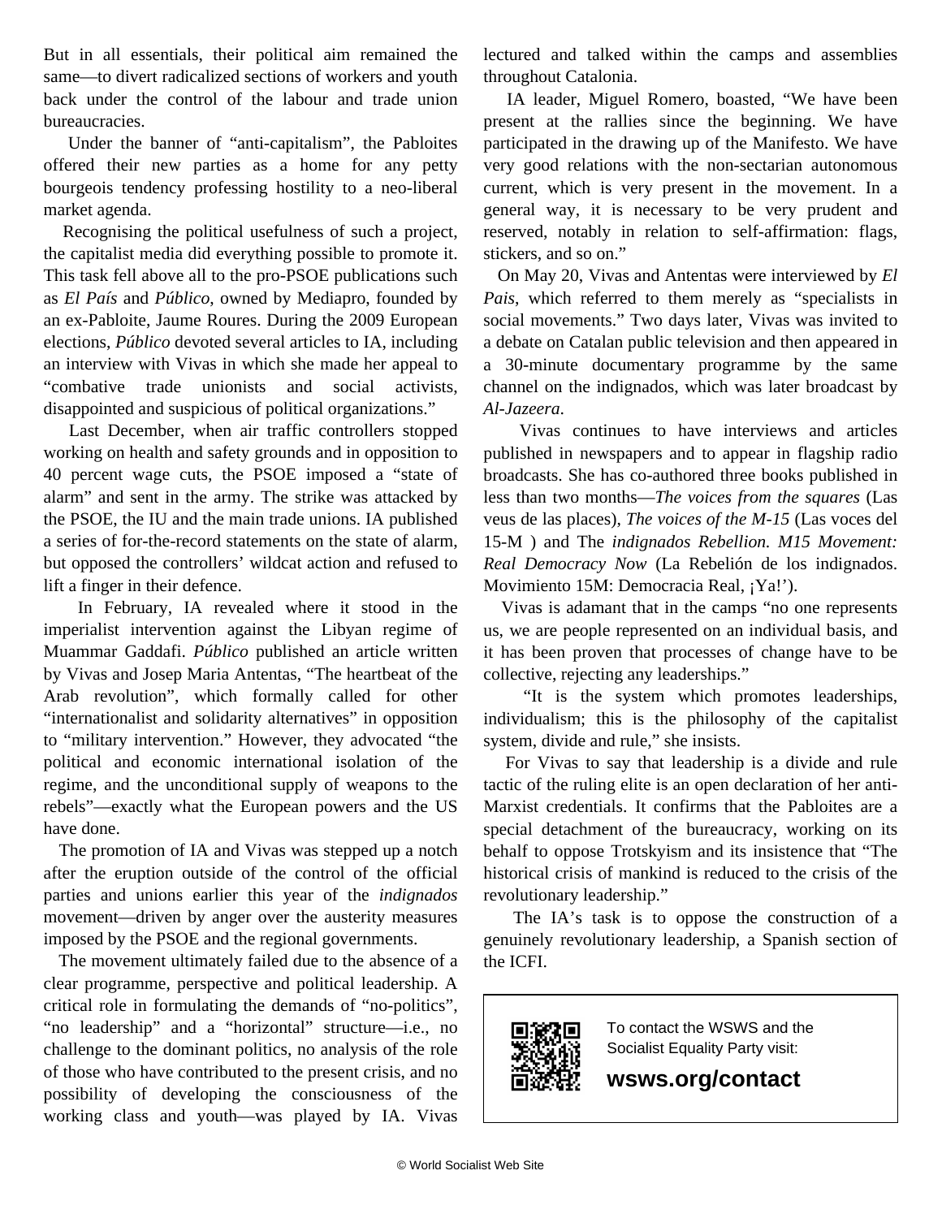But in all essentials, their political aim remained the same—to divert radicalized sections of workers and youth back under the control of the labour and trade union bureaucracies.

Under the banner of "anti-capitalism", the Pabloites offered their new parties as a home for any petty bourgeois tendency professing hostility to a neo-liberal market agenda.

Recognising the political usefulness of such a project, the capitalist media did everything possible to promote it. This task fell above all to the pro-PSOE publications such as *El País* and *Público*, owned by Mediapro, founded by an ex-Pabloite, Jaume Roures. During the 2009 European elections, *Público* devoted several articles to IA, including an interview with Vivas in which she made her appeal to "combative trade unionists and social activists, disappointed and suspicious of political organizations."

Last December, when air traffic controllers stopped working on health and safety grounds and in opposition to 40 percent wage cuts, the PSOE imposed a "state of alarm" and sent in the army. The strike was attacked by the PSOE, the IU and the main trade unions. IA published a series of for-the-record statements on the state of alarm, but opposed the controllers' wildcat action and refused to lift a finger in their defence.

In February, IA revealed where it stood in the imperialist intervention against the Libyan regime of Muammar Gaddafi. *Público* published an article written by Vivas and Josep Maria Antentas, "The heartbeat of the Arab revolution", which formally called for other "internationalist and solidarity alternatives" in opposition to "military intervention." However, they advocated "the political and economic international isolation of the regime, and the unconditional supply of weapons to the rebels"—exactly what the European powers and the US have done.

The promotion of IA and Vivas was stepped up a notch after the eruption outside of the control of the official parties and unions earlier this year of the *indignados* movement—driven by anger over the austerity measures imposed by the PSOE and the regional governments.

The movement ultimately failed due to the absence of a clear programme, perspective and political leadership. A critical role in formulating the demands of "no-politics", "no leadership" and a "horizontal" structure—i.e., no challenge to the dominant politics, no analysis of the role of those who have contributed to the present crisis, and no possibility of developing the consciousness of the working class and youth—was played by IA. Vivas lectured and talked within the camps and assemblies throughout Catalonia.

IA leader, Miguel Romero, boasted, "We have been present at the rallies since the beginning. We have participated in the drawing up of the Manifesto. We have very good relations with the non-sectarian autonomous current, which is very present in the movement. In a general way, it is necessary to be very prudent and reserved, notably in relation to self-affirmation: flags, stickers, and so on."

On May 20, Vivas and Antentas were interviewed by *El Pais*, which referred to them merely as "specialists in social movements." Two days later, Vivas was invited to a debate on Catalan public television and then appeared in a 30-minute documentary programme by the same channel on the indignados, which was later broadcast by *Al-Jazeera*.

Vivas continues to have interviews and articles published in newspapers and to appear in flagship radio broadcasts. She has co-authored three books published in less than two months—*The voices from the squares* (Las veus de las places), *The voices of the M-15* (Las voces del 15-M ) and The *indignados Rebellion. M15 Movement: Real Democracy Now* (La Rebelión de los indignados. Movimiento 15M: Democracia Real, ¡Ya!').

Vivas is adamant that in the camps "no one represents us, we are people represented on an individual basis, and it has been proven that processes of change have to be collective, rejecting any leaderships."

"It is the system which promotes leaderships, individualism; this is the philosophy of the capitalist system, divide and rule," she insists.

For Vivas to say that leadership is a divide and rule tactic of the ruling elite is an open declaration of her anti-Marxist credentials. It confirms that the Pabloites are a special detachment of the bureaucracy, working on its behalf to oppose Trotskyism and its insistence that "The historical crisis of mankind is reduced to the crisis of the revolutionary leadership."

The IA's task is to oppose the construction of a genuinely revolutionary leadership, a Spanish section of the ICFI.

To contact the WSWS and the Socialist Equality Party visit:

**wsws.org/contact**